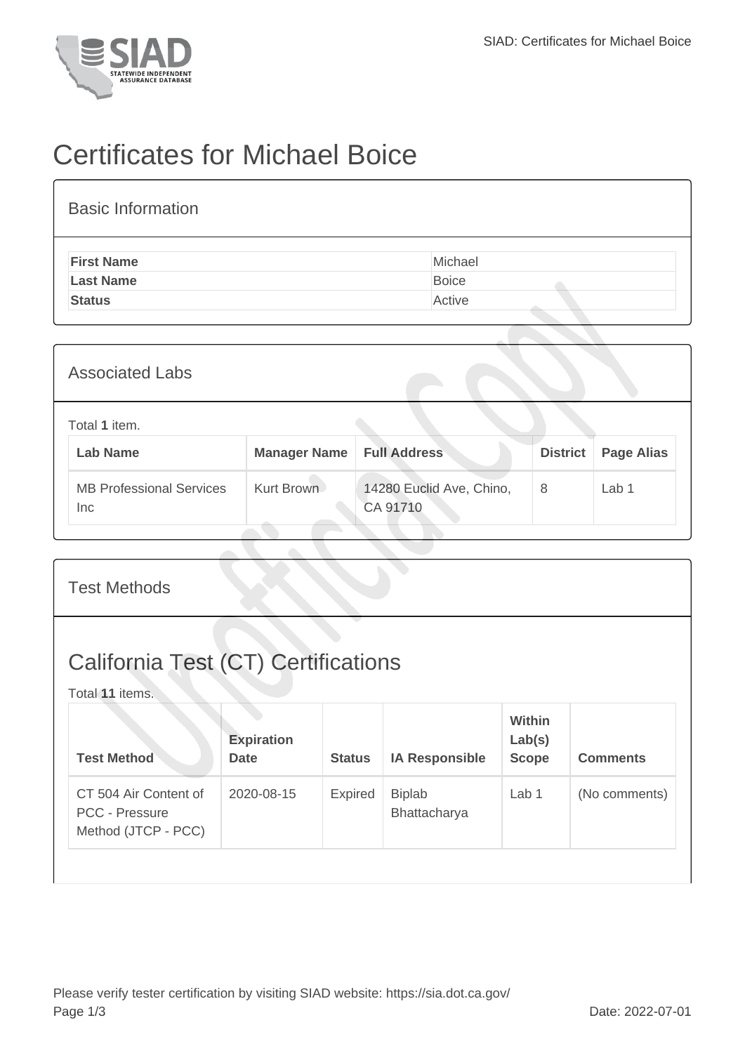# Certificates for Michael Boice

## Basic Information

| | |
|---|---|
| **First Name** | Michael |
| **Last Name** | Boice |
| **Status** | Active |

## Associated Labs

Total **1** item.

| Lab Name | Manager Name | Full Address | District | Page Alias |
|---|---|---|---|---|
| MB Professional Services Inc | Kurt Brown | 14280 Euclid Ave, Chino, CA 91710 | 8 | Lab 1 |

## Test Methods

### California Test (CT) Certifications

Total **11** items.

| Test Method | Expiration Date | Status | IA Responsible | Within Lab(s) Scope | Comments |
|---|---|---|---|---|---|
| CT 504 Air Content of PCC - Pressure Method (JTCP - PCC) | 2020-08-15 | Expired | Biplab Bhattacharya | Lab 1 | (No comments) |

Please verify tester certification by visiting SIAD website: https://sia.dot.ca.gov/

Date: 2022-07-01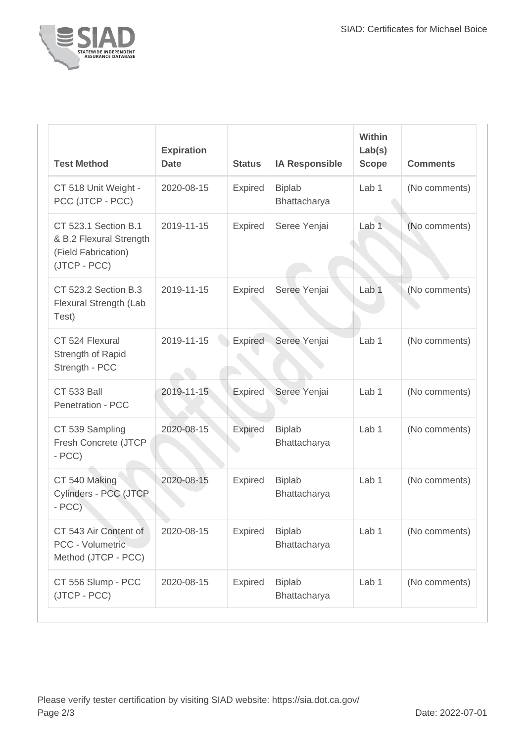| Test Method | Expiration Date | Status | IA Responsible | Within Lab(s) Scope | Comments |
| --- | --- | --- | --- | --- | --- |
| CT 518 Unit Weight - PCC (JTCP - PCC) | 2020-08-15 | Expired | Biplab Bhattacharya | Lab 1 | (No comments) |
| CT 523.1 Section B.1 & B.2 Flexural Strength (Field Fabrication) (JTCP - PCC) | 2019-11-15 | Expired | Seree Yenjai | Lab 1 | (No comments) |
| CT 523.2 Section B.3 Flexural Strength (Lab Test) | 2019-11-15 | Expired | Seree Yenjai | Lab 1 | (No comments) |
| CT 524 Flexural Strength of Rapid Strength - PCC | 2019-11-15 | Expired | Seree Yenjai | Lab 1 | (No comments) |
| CT 533 Ball Penetration - PCC | 2019-11-15 | Expired | Seree Yenjai | Lab 1 | (No comments) |
| CT 539 Sampling Fresh Concrete (JTCP - PCC) | 2020-08-15 | Expired | Biplab Bhattacharya | Lab 1 | (No comments) |
| CT 540 Making Cylinders - PCC (JTCP - PCC) | 2020-08-15 | Expired | Biplab Bhattacharya | Lab 1 | (No comments) |
| CT 543 Air Content of PCC - Volumetric Method (JTCP - PCC) | 2020-08-15 | Expired | Biplab Bhattacharya | Lab 1 | (No comments) |
| CT 556 Slump - PCC (JTCP - PCC) | 2020-08-15 | Expired | Biplab Bhattacharya | Lab 1 | (No comments) |

Please verify tester certification by visiting SIAD website: https://sia.dot.ca.gov/

Date: 2022-07-01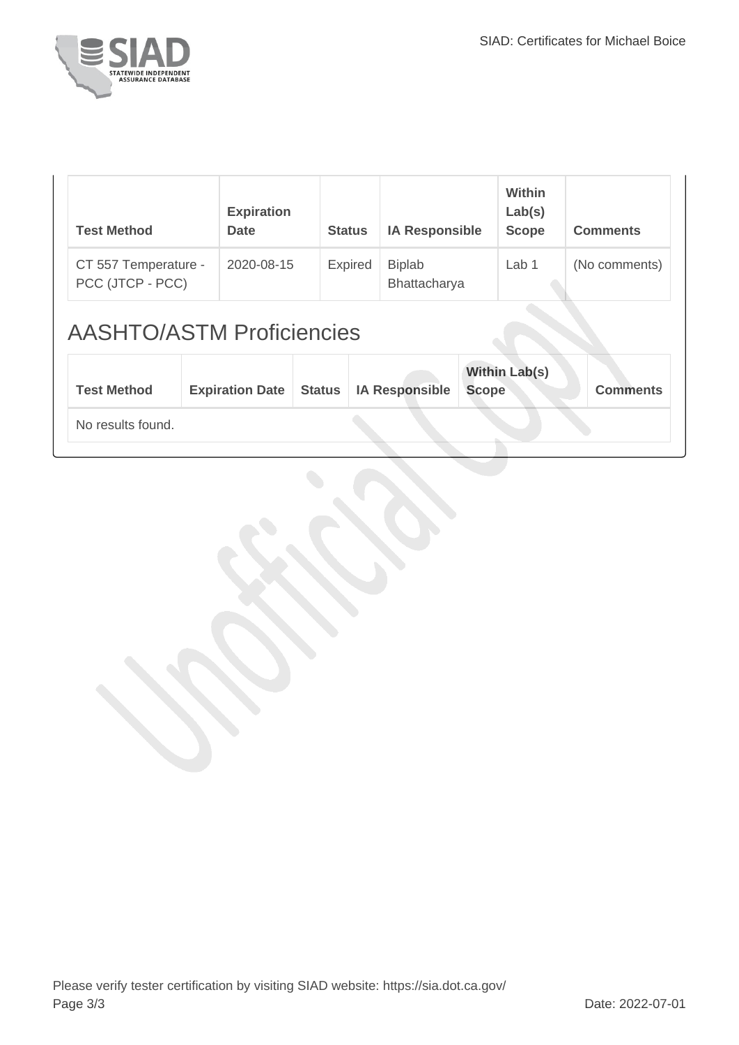| Test Method | Expiration Date | Status | IA Responsible | Within Lab(s) Scope | Comments |
| --- | --- | --- | --- | --- | --- |
| CT 557 Temperature - PCC (JTCP - PCC) | 2020-08-15 | Expired | Biplab Bhattacharya | Lab 1 | (No comments) |

## AASHTO/ASTM Proficiencies

| Test Method | Expiration Date | Status | IA Responsible | Within Lab(s) Scope | Comments |
| --- | --- | --- | --- | --- | --- |
| No results found. | | | | | |

Please verify tester certification by visiting SIAD website: https://sia.dot.ca.gov/

Date: 2022-07-01